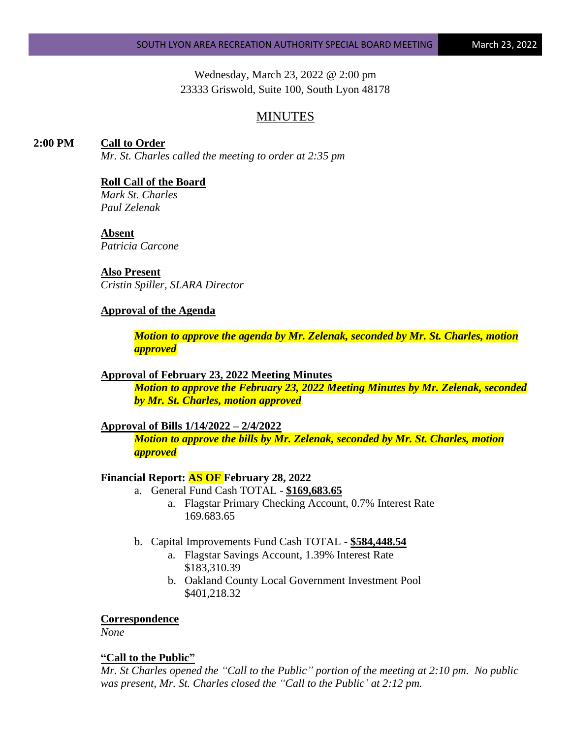Wednesday, March 23, 2022 @ 2:00 pm
23333 Griswold, Suite 100, South Lyon 48178

# MINUTES

**2:00 PM** **Call to Order**
*Mr. St. Charles called the meeting to order at 2:35 pm*

**Roll Call of the Board**
*Mark St. Charles*
*Paul Zelenak*

**Absent**
*Patricia Carcone*

**Also Present**
*Cristin Spiller, SLARA Director*

**Approval of the Agenda**

***Motion to approve the agenda by Mr. Zelenak, seconded by Mr. St. Charles, motion approved***

**Approval of February 23, 2022 Meeting Minutes**

***Motion to approve the February 23, 2022 Meeting Minutes by Mr. Zelenak, seconded by Mr. St. Charles, motion approved***

**Approval of Bills 1/14/2022 – 2/4/2022**

***Motion to approve the bills by Mr. Zelenak, seconded by Mr. St. Charles, motion approved***

**Financial Report: AS OF February 28, 2022**

a. General Fund Cash TOTAL - **$169,683.65**
    a. Flagstar Primary Checking Account, 0.7% Interest Rate
       169.683.65

b. Capital Improvements Fund Cash TOTAL - **$584,448.54**
    a. Flagstar Savings Account, 1.39% Interest Rate
       $183,310.39
    b. Oakland County Local Government Investment Pool
       $401,218.32

**Correspondence**
*None*

**"Call to the Public"**
*Mr. St Charles opened the "Call to the Public" portion of the meeting at 2:10 pm. No public was present, Mr. St. Charles closed the "Call to the Public' at 2:12 pm.*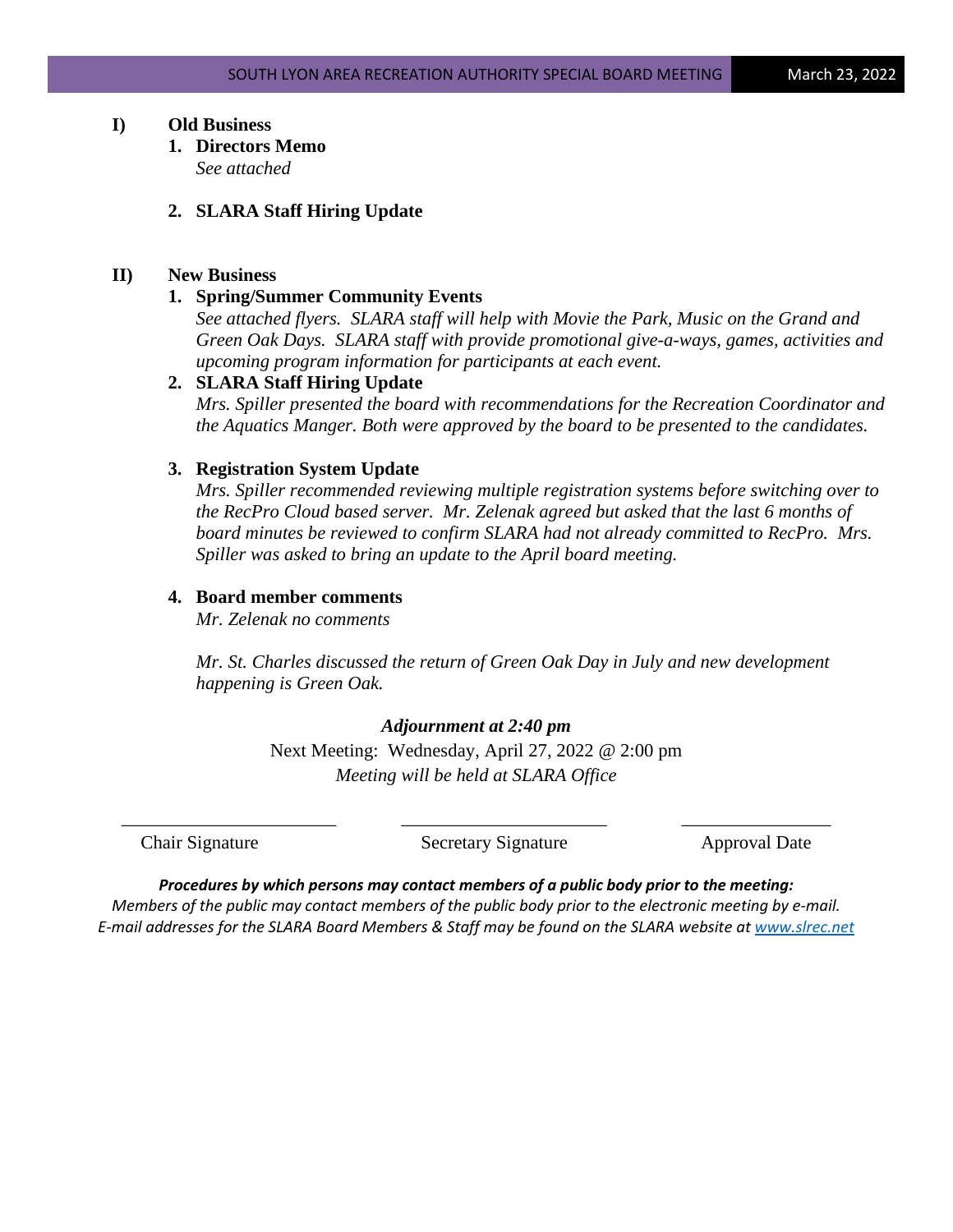## I) Old Business

**1. Directors Memo**

*See attached*

**2. SLARA Staff Hiring Update**

## II) New Business

**1. Spring/Summer Community Events**

*See attached flyers. SLARA staff will help with Movie the Park, Music on the Grand and Green Oak Days. SLARA staff with provide promotional give-a-ways, games, activities and upcoming program information for participants at each event.*

**2. SLARA Staff Hiring Update**

*Mrs. Spiller presented the board with recommendations for the Recreation Coordinator and the Aquatics Manger. Both were approved by the board to be presented to the candidates.*

**3. Registration System Update**

*Mrs. Spiller recommended reviewing multiple registration systems before switching over to the RecPro Cloud based server. Mr. Zelenak agreed but asked that the last 6 months of board minutes be reviewed to confirm SLARA had not already committed to RecPro. Mrs. Spiller was asked to bring an update to the April board meeting.*

**4. Board member comments**

*Mr. Zelenak no comments*

*Mr. St. Charles discussed the return of Green Oak Day in July and new development happening is Green Oak.*

***Adjournment at 2:40 pm***

Next Meeting: Wednesday, April 27, 2022 @ 2:00 pm

*Meeting will be held at SLARA Office*

\_\_\_\_\_\_\_\_\_\_\_\_\_\_\_\_\_\_\_\_\_\_\_ \_\_\_\_\_\_\_\_\_\_\_\_\_\_\_\_\_\_\_\_\_\_\_ \_\_\_\_\_\_\_\_\_\_\_\_\_\_\_\_

Chair Signature Secretary Signature Approval Date

***Procedures by which persons may contact members of a public body prior to the meeting:***

*Members of the public may contact members of the public body prior to the electronic meeting by e-mail. E-mail addresses for the SLARA Board Members & Staff may be found on the SLARA website at [www.slrec.net](www.slrec.net)*